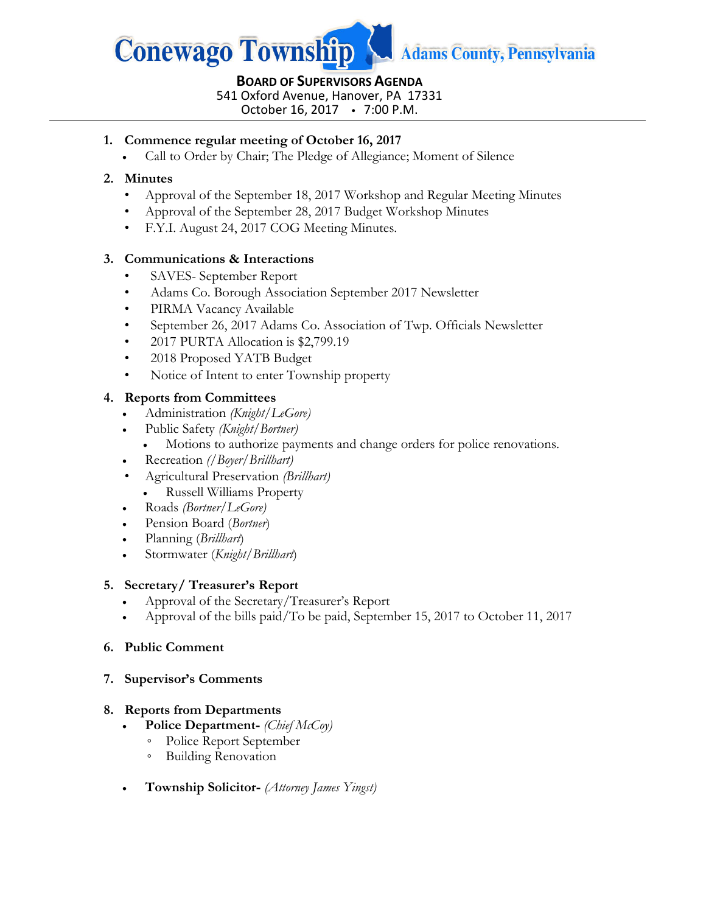# Conewago Township Adams County, Pennsylvania

**BOARD OF SUPERVISORS AGENDA**
541 Oxford Avenue, Hanover, PA 17331
October 16, 2017 • 7:00 P.M.

1. **Commence regular meeting of October 16, 2017**
   - Call to Order by Chair; The Pledge of Allegiance; Moment of Silence

2. **Minutes**
   - Approval of the September 18, 2017 Workshop and Regular Meeting Minutes
   - Approval of the September 28, 2017 Budget Workshop Minutes
   - F.Y.I. August 24, 2017 COG Meeting Minutes.

3. **Communications & Interactions**
   - SAVES- September Report
   - Adams Co. Borough Association September 2017 Newsletter
   - PIRMA Vacancy Available
   - September 26, 2017 Adams Co. Association of Twp. Officials Newsletter
   - 2017 PURTA Allocation is $2,799.19
   - 2018 Proposed YATB Budget
   - Notice of Intent to enter Township property

4. **Reports from Committees**
   - Administration *(Knight/LeGore)*
   - Public Safety *(Knight/Bortner)*
     - Motions to authorize payments and change orders for police renovations.
   - Recreation *(/Boyer/Brillhart)*
   - Agricultural Preservation *(Brillhart)*
     - Russell Williams Property
   - Roads *(Bortner/LeGore)*
   - Pension Board (*Bortner*)
   - Planning (*Brillhart*)
   - Stormwater (*Knight/Brillhart*)

5. **Secretary/ Treasurer's Report**
   - Approval of the Secretary/Treasurer's Report
   - Approval of the bills paid/To be paid, September 15, 2017 to October 11, 2017

6. **Public Comment**

7. **Supervisor's Comments**

8. **Reports from Departments**
   - **Police Department-** *(Chief McCoy)*
     - Police Report September
     - Building Renovation
   - **Township Solicitor-** *(Attorney James Yingst)*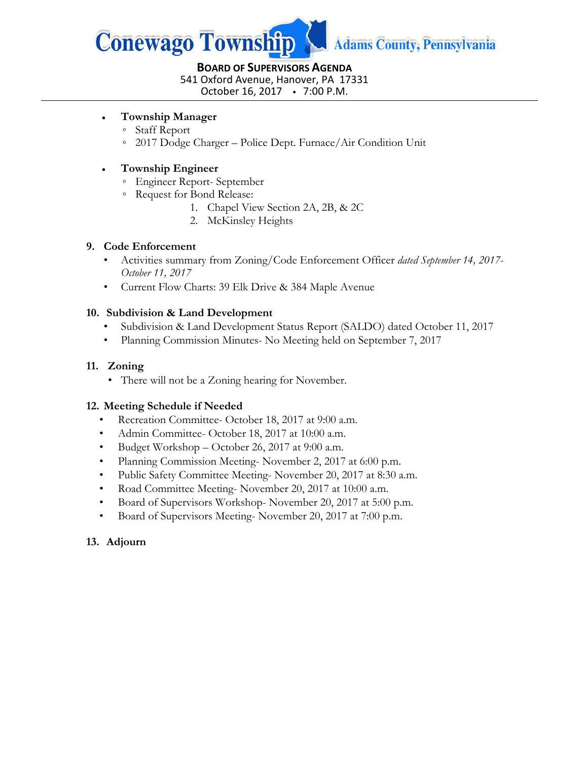# Conewago Township Adams County, Pennsylvania

**BOARD OF SUPERVISORS AGENDA**
541 Oxford Avenue, Hanover, PA 17331
October 16, 2017 • 7:00 P.M.

- **Township Manager**
  - Staff Report
  - 2017 Dodge Charger – Police Dept. Furnace/Air Condition Unit

- **Township Engineer**
  - Engineer Report- September
  - Request for Bond Release:
    1. Chapel View Section 2A, 2B, & 2C
    2. McKinsley Heights

**9. Code Enforcement**

- Activities summary from Zoning/Code Enforcement Officer *dated September 14, 2017- October 11, 2017*
- Current Flow Charts: 39 Elk Drive & 384 Maple Avenue

**10. Subdivision & Land Development**

- Subdivision & Land Development Status Report (SALDO) dated October 11, 2017
- Planning Commission Minutes- No Meeting held on September 7, 2017

**11. Zoning**

- There will not be a Zoning hearing for November.

**12. Meeting Schedule if Needed**

- Recreation Committee- October 18, 2017 at 9:00 a.m.
- Admin Committee- October 18, 2017 at 10:00 a.m.
- Budget Workshop – October 26, 2017 at 9:00 a.m.
- Planning Commission Meeting- November 2, 2017 at 6:00 p.m.
- Public Safety Committee Meeting- November 20, 2017 at 8:30 a.m.
- Road Committee Meeting- November 20, 2017 at 10:00 a.m.
- Board of Supervisors Workshop- November 20, 2017 at 5:00 p.m.
- Board of Supervisors Meeting- November 20, 2017 at 7:00 p.m.

**13. Adjourn**